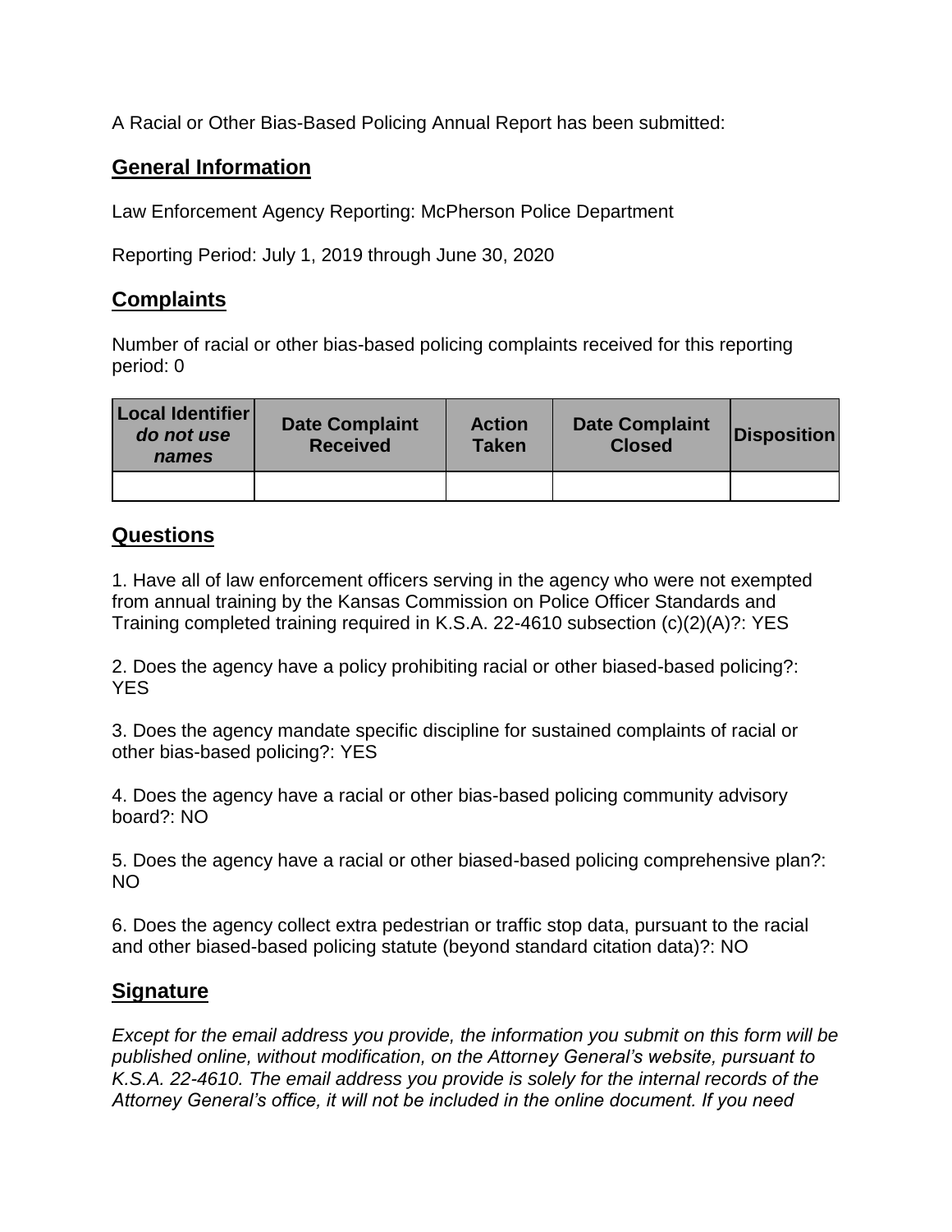A Racial or Other Bias-Based Policing Annual Report has been submitted:

## General Information

Law Enforcement Agency Reporting: McPherson Police Department

Reporting Period: July 1, 2019 through June 30, 2020

## Complaints

Number of racial or other bias-based policing complaints received for this reporting period: 0

| **Local Identifier** ***do not use names*** | **Date Complaint Received** | **Action Taken** | **Date Complaint Closed** | **Disposition** |
|---|---|---|---|---|
| | | | | |

## Questions

1. Have all of law enforcement officers serving in the agency who were not exempted from annual training by the Kansas Commission on Police Officer Standards and Training completed training required in K.S.A. 22-4610 subsection (c)(2)(A)?: YES

2. Does the agency have a policy prohibiting racial or other biased-based policing?: YES

3. Does the agency mandate specific discipline for sustained complaints of racial or other bias-based policing?: YES

4. Does the agency have a racial or other bias-based policing community advisory board?: NO

5. Does the agency have a racial or other biased-based policing comprehensive plan?: NO

6. Does the agency collect extra pedestrian or traffic stop data, pursuant to the racial and other biased-based policing statute (beyond standard citation data)?: NO

## Signature

*Except for the email address you provide, the information you submit on this form will be published online, without modification, on the Attorney General's website, pursuant to K.S.A. 22-4610. The email address you provide is solely for the internal records of the Attorney General's office, it will not be included in the online document. If you need*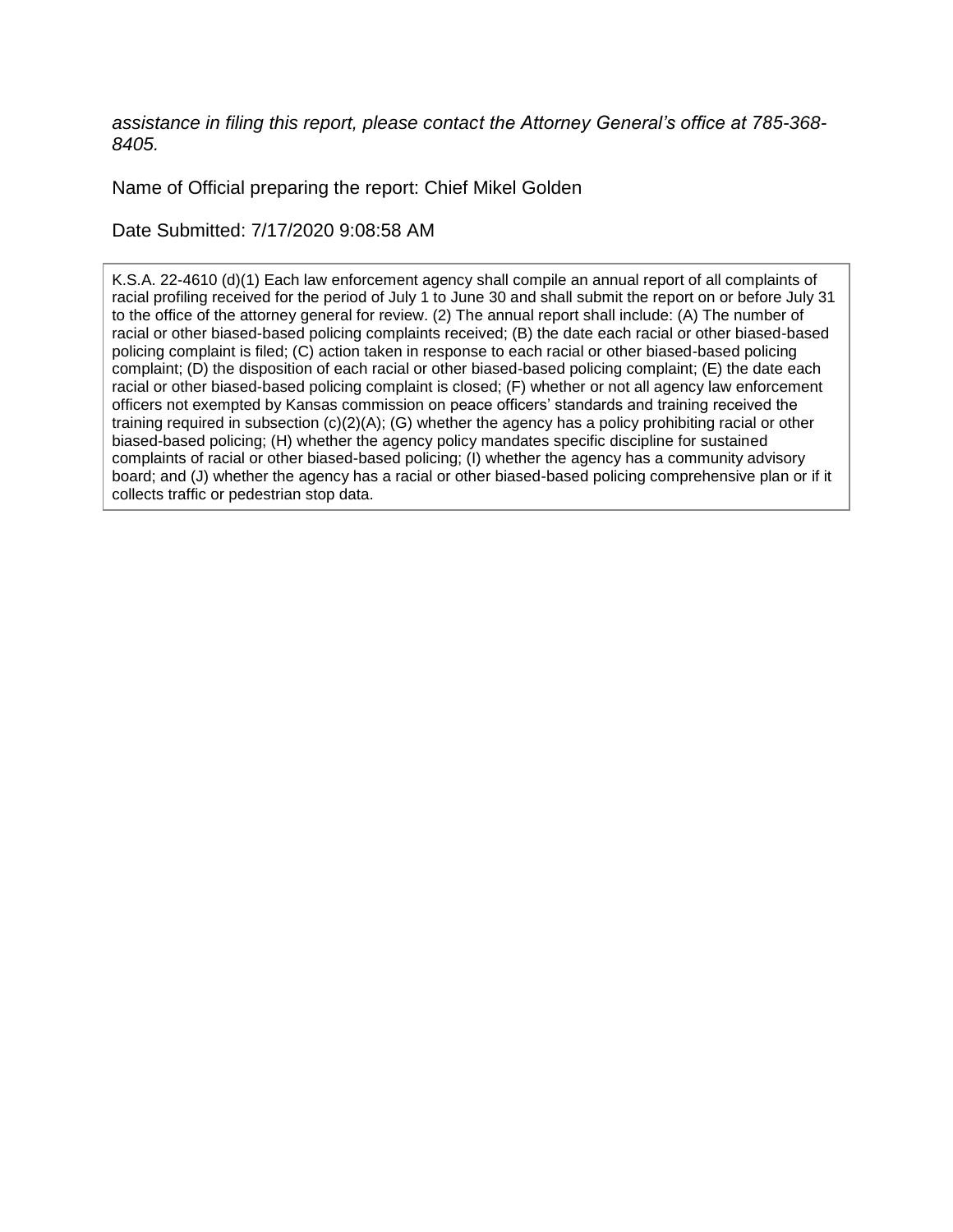*assistance in filing this report, please contact the Attorney General's office at 785-368-8405.*

Name of Official preparing the report: Chief Mikel Golden

Date Submitted: 7/17/2020 9:08:58 AM

K.S.A. 22-4610 (d)(1) Each law enforcement agency shall compile an annual report of all complaints of racial profiling received for the period of July 1 to June 30 and shall submit the report on or before July 31 to the office of the attorney general for review. (2) The annual report shall include: (A) The number of racial or other biased-based policing complaints received; (B) the date each racial or other biased-based policing complaint is filed; (C) action taken in response to each racial or other biased-based policing complaint; (D) the disposition of each racial or other biased-based policing complaint; (E) the date each racial or other biased-based policing complaint is closed; (F) whether or not all agency law enforcement officers not exempted by Kansas commission on peace officers' standards and training received the training required in subsection (c)(2)(A); (G) whether the agency has a policy prohibiting racial or other biased-based policing; (H) whether the agency policy mandates specific discipline for sustained complaints of racial or other biased-based policing; (I) whether the agency has a community advisory board; and (J) whether the agency has a racial or other biased-based policing comprehensive plan or if it collects traffic or pedestrian stop data.